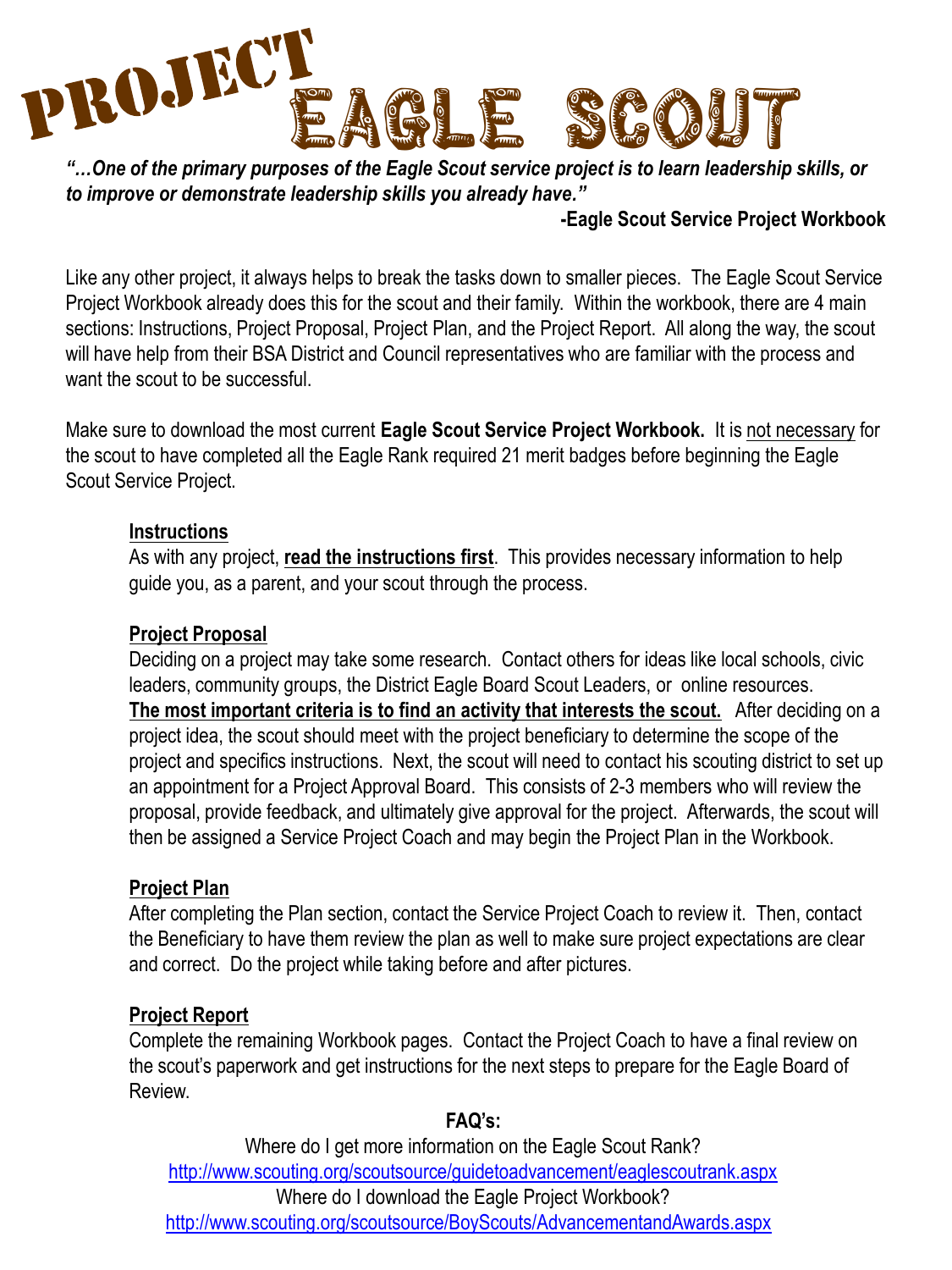# PROJECT EAGLE SCOUT

***"…One of the primary purposes of the Eagle Scout service project is to learn leadership skills, or to improve or demonstrate leadership skills you already have."***

**-Eagle Scout Service Project Workbook**

Like any other project, it always helps to break the tasks down to smaller pieces. The Eagle Scout Service Project Workbook already does this for the scout and their family. Within the workbook, there are 4 main sections: Instructions, Project Proposal, Project Plan, and the Project Report. All along the way, the scout will have help from their BSA District and Council representatives who are familiar with the process and want the scout to be successful.

Make sure to download the most current **Eagle Scout Service Project Workbook.** It is <u>not necessary</u> for the scout to have completed all the Eagle Rank required 21 merit badges before beginning the Eagle Scout Service Project.

### <u>Instructions</u>

As with any project, **<u>read the instructions first</u>**. This provides necessary information to help guide you, as a parent, and your scout through the process.

### <u>Project Proposal</u>

Deciding on a project may take some research. Contact others for ideas like local schools, civic leaders, community groups, the District Eagle Board Scout Leaders, or online resources. **<u>The most important criteria is to find an activity that interests the scout.</u>** After deciding on a project idea, the scout should meet with the project beneficiary to determine the scope of the project and specifics instructions. Next, the scout will need to contact his scouting district to set up an appointment for a Project Approval Board. This consists of 2-3 members who will review the proposal, provide feedback, and ultimately give approval for the project. Afterwards, the scout will then be assigned a Service Project Coach and may begin the Project Plan in the Workbook.

### <u>Project Plan</u>

After completing the Plan section, contact the Service Project Coach to review it. Then, contact the Beneficiary to have them review the plan as well to make sure project expectations are clear and correct. Do the project while taking before and after pictures.

### <u>Project Report</u>

Complete the remaining Workbook pages. Contact the Project Coach to have a final review on the scout's paperwork and get instructions for the next steps to prepare for the Eagle Board of Review.

**FAQ's:**

Where do I get more information on the Eagle Scout Rank?
http://www.scouting.org/scoutsource/guidetoadvancement/eaglescoutrank.aspx

Where do I download the Eagle Project Workbook?
http://www.scouting.org/scoutsource/BoyScouts/AdvancementandAwards.aspx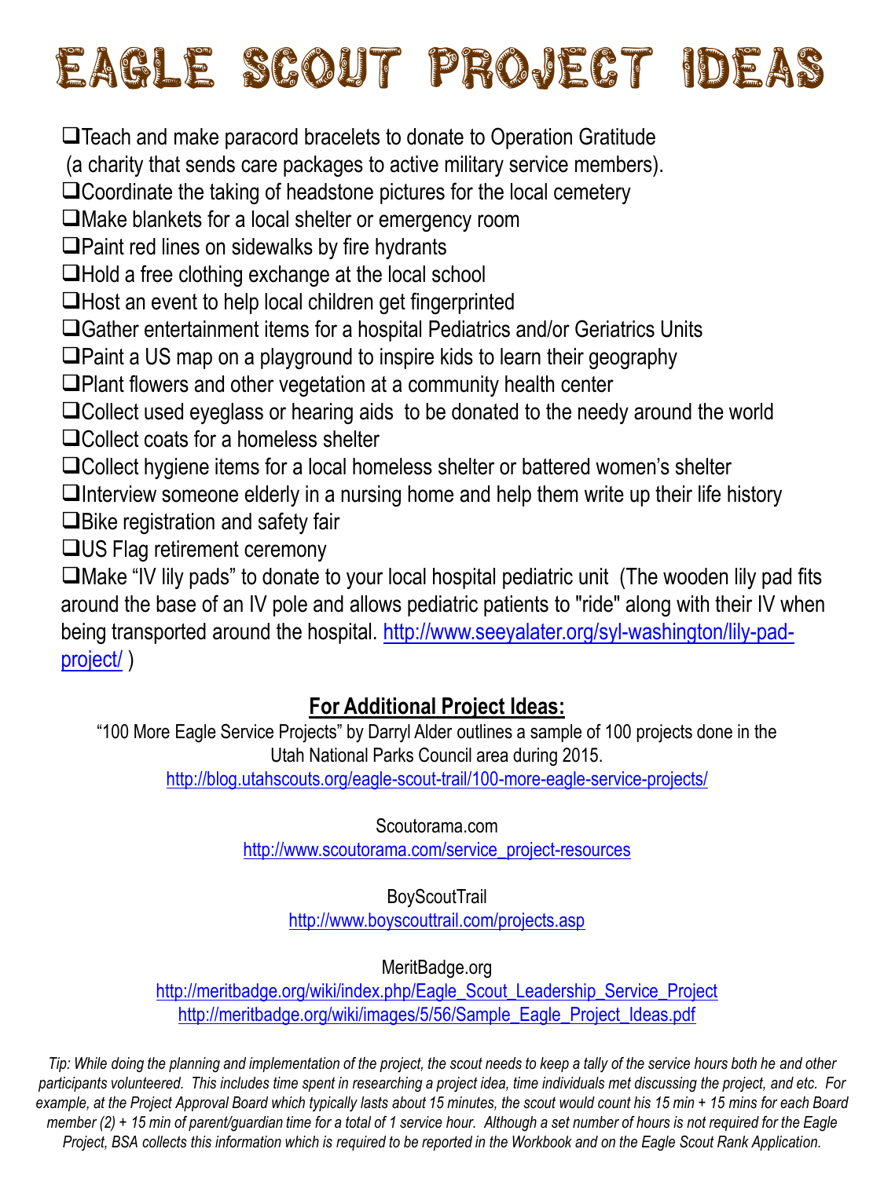# EAGLE SCOUT PROJECT IDEAS

- ❑Teach and make paracord bracelets to donate to Operation Gratitude (a charity that sends care packages to active military service members).
- ❑Coordinate the taking of headstone pictures for the local cemetery
- ❑Make blankets for a local shelter or emergency room
- ❑Paint red lines on sidewalks by fire hydrants
- ❑Hold a free clothing exchange at the local school
- ❑Host an event to help local children get fingerprinted
- ❑Gather entertainment items for a hospital Pediatrics and/or Geriatrics Units
- ❑Paint a US map on a playground to inspire kids to learn their geography
- ❑Plant flowers and other vegetation at a community health center
- ❑Collect used eyeglass or hearing aids to be donated to the needy around the world
- ❑Collect coats for a homeless shelter
- ❑Collect hygiene items for a local homeless shelter or battered women's shelter
- ❑Interview someone elderly in a nursing home and help them write up their life history
- ❑Bike registration and safety fair
- ❑US Flag retirement ceremony
- ❑Make "IV lily pads" to donate to your local hospital pediatric unit (The wooden lily pad fits around the base of an IV pole and allows pediatric patients to "ride" along with their IV when being transported around the hospital. http://www.seeyalater.org/syl-washington/lily-pad-project/ )

**For Additional Project Ideas:**

"100 More Eagle Service Projects" by Darryl Alder outlines a sample of 100 projects done in the Utah National Parks Council area during 2015.
http://blog.utahscouts.org/eagle-scout-trail/100-more-eagle-service-projects/

Scoutorama.com
http://www.scoutorama.com/service_project-resources

BoyScoutTrail
http://www.boyscouttrail.com/projects.asp

MeritBadge.org
http://meritbadge.org/wiki/index.php/Eagle_Scout_Leadership_Service_Project
http://meritbadge.org/wiki/images/5/56/Sample_Eagle_Project_Ideas.pdf

*Tip: While doing the planning and implementation of the project, the scout needs to keep a tally of the service hours both he and other participants volunteered. This includes time spent in researching a project idea, time individuals met discussing the project, and etc. For example, at the Project Approval Board which typically lasts about 15 minutes, the scout would count his 15 min + 15 mins for each Board member (2) + 15 min of parent/guardian time for a total of 1 service hour. Although a set number of hours is not required for the Eagle Project, BSA collects this information which is required to be reported in the Workbook and on the Eagle Scout Rank Application.*